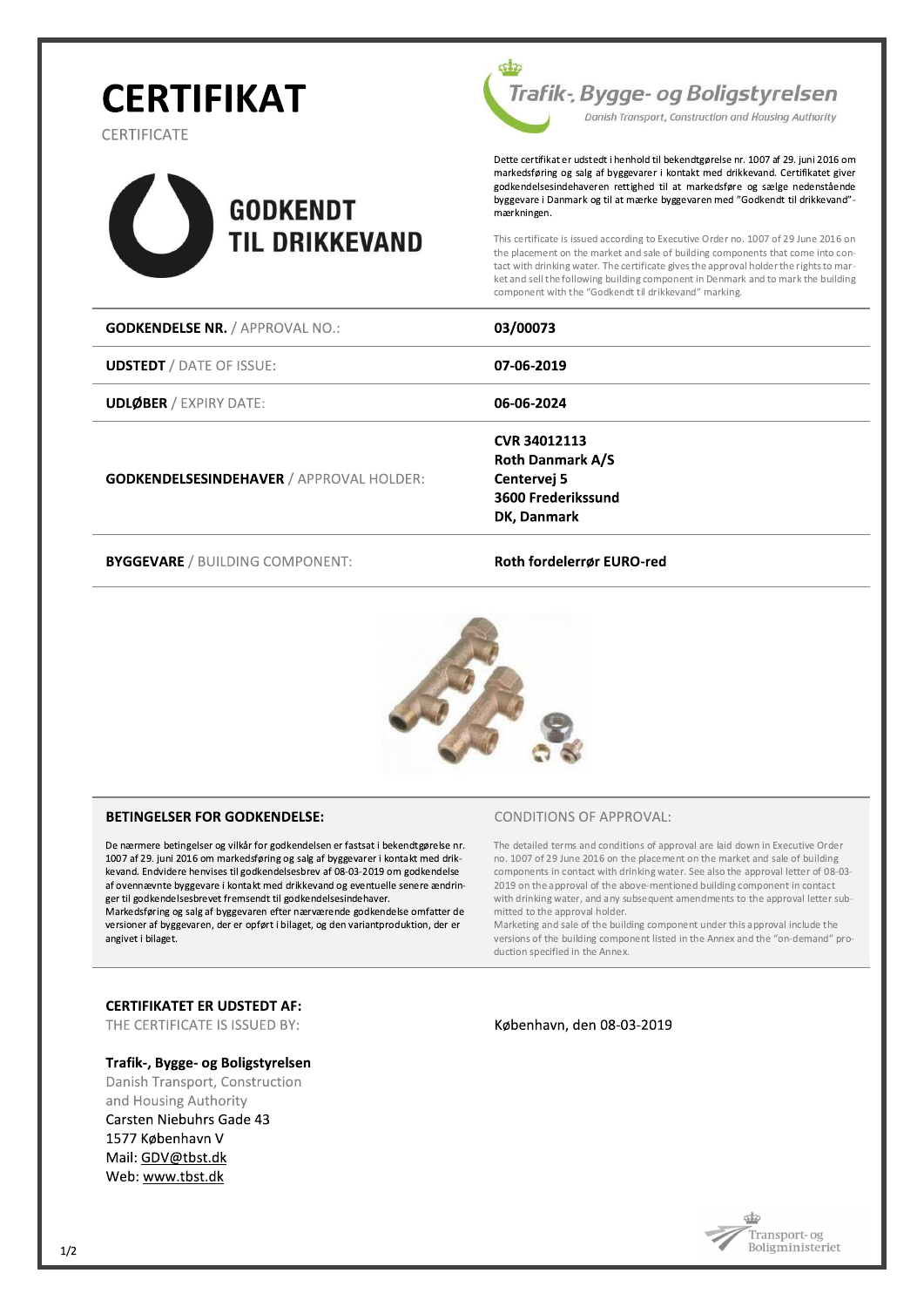# CERTIFIKAT

CERTIFICATE

**GODKENDT TIL DRIKKEVAND**

Trafik-, Bygge- og Boligstyrelsen
Danish Transport, Construction and Housing Authority

Dette certifikat er udstedt i henhold til bekendtgørelse nr. 1007 af 29. juni 2016 om markedsføring og salg af byggevarer i kontakt med drikkevand. Certifikatet giver godkendelsesindehaveren rettighed til at markedsføre og sælge nedenstående byggevare i Danmark og til at mærke byggevaren med "Godkendt til drikkevand"-mærkningen.

This certificate is issued according to Executive Order no. 1007 of 29 June 2016 on the placement on the market and sale of building components that come into contact with drinking water. The certificate gives the approval holder the rights to market and sell the following building component in Denmark and to mark the building component with the "Godkendt til drikkevand" marking.

| | |
|---|---|
| **GODKENDELSE NR.** / APPROVAL NO.: | **03/00073** |
| **UDSTEDT** / DATE OF ISSUE: | **07-06-2019** |
| **UDLØBER** / EXPIRY DATE: | **06-06-2024** |
| **GODKENDELSESINDEHAVER** / APPROVAL HOLDER: | **CVR 34012113**<br>**Roth Danmark A/S**<br>**Centervej 5**<br>**3600 Frederikssund**<br>**DK, Danmark** |
| **BYGGEVARE** / BUILDING COMPONENT: | **Roth fordelerrør EURO-red** |

### BETINGELSER FOR GODKENDELSE:

De nærmere betingelser og vilkår for godkendelsen er fastsat i bekendtgørelse nr. 1007 af 29. juni 2016 om markedsføring og salg af byggevarer i kontakt med drikkevand. Endvidere henvises til godkendelsesbrev af 08-03-2019 om godkendelse af ovennævnte byggevare i kontakt med drikkevand og eventuelle senere ændringer til godkendelsesbrevet fremsendt til godkendelsesindehaver.
Markedsføring og salg af byggevaren efter nærværende godkendelse omfatter de versioner af byggevaren, der er opført i bilaget, og den variantproduktion, der er angivet i bilaget.

### CONDITIONS OF APPROVAL:

The detailed terms and conditions of approval are laid down in Executive Order no. 1007 of 29 June 2016 on the placement on the market and sale of building components in contact with drinking water. See also the approval letter of 08-03-2019 on the approval of the above-mentioned building component in contact with drinking water, and any subsequent amendments to the approval letter submitted to the approval holder.
Marketing and sale of the building component under this approval include the versions of the building component listed in the Annex and the "on-demand" production specified in the Annex.

**CERTIFIKATET ER UDSTEDT AF:**
THE CERTIFICATE IS ISSUED BY:

København, den 08-03-2019

**Trafik-, Bygge- og Boligstyrelsen**
Danish Transport, Construction and Housing Authority
Carsten Niebuhrs Gade 43
1577 København V
Mail: GDV@tbst.dk
Web: www.tbst.dk

Transport- og Boligministeriet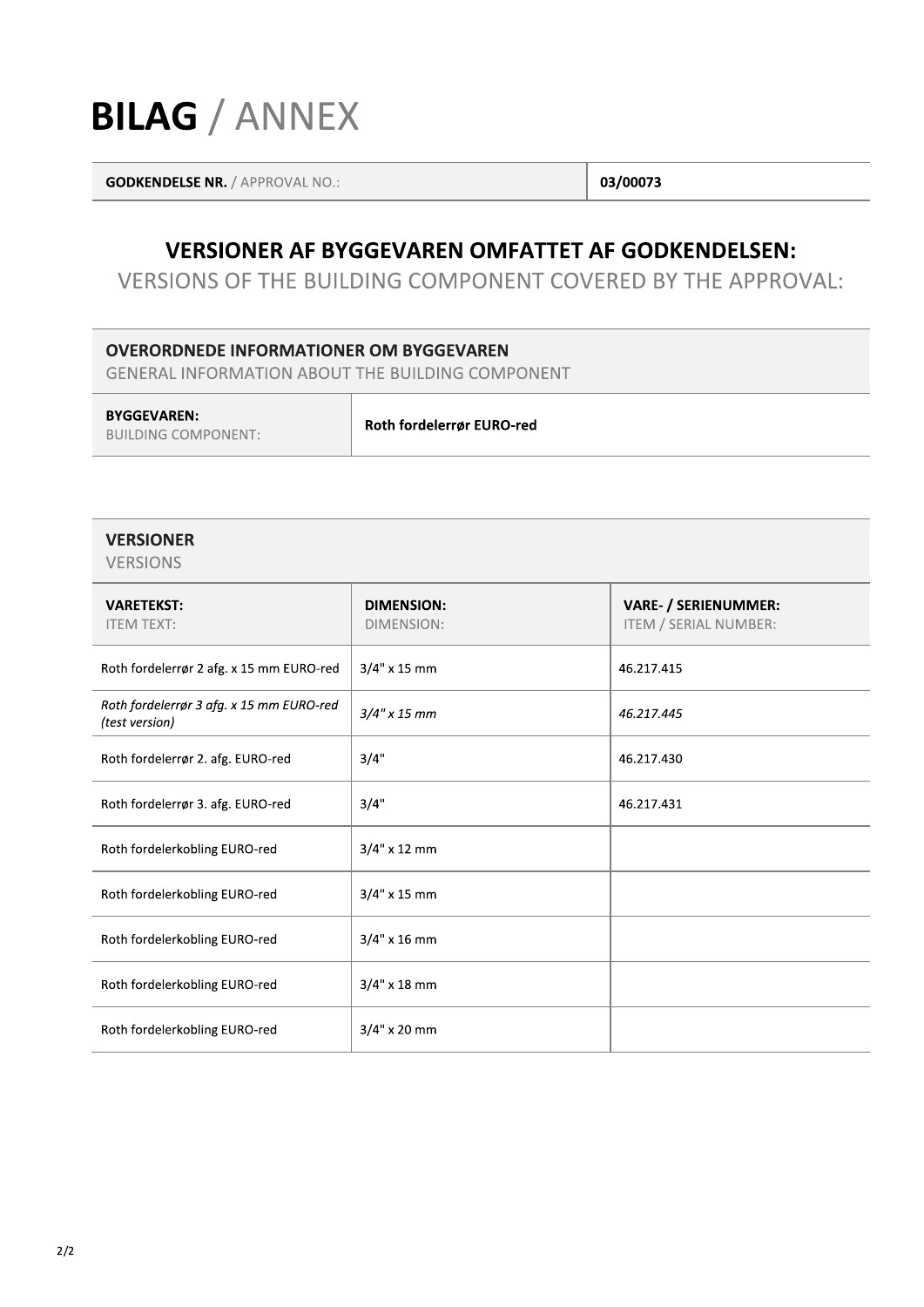# **BILAG** / ANNEX

| **GODKENDELSE NR.** / APPROVAL NO.: | **03/00073** |
|---|---|

## VERSIONER AF BYGGEVAREN OMFATTET AF GODKENDELSEN:
VERSIONS OF THE BUILDING COMPONENT COVERED BY THE APPROVAL:

### OVERORDNEDE INFORMATIONER OM BYGGEVAREN
GENERAL INFORMATION ABOUT THE BUILDING COMPONENT

| | |
|---|---|
| **BYGGEVAREN:** BUILDING COMPONENT: | **Roth fordelerrør EURO-red** |

### VERSIONER
VERSIONS

| **VARETEKST:** ITEM TEXT: | **DIMENSION:** DIMENSION: | **VARE- / SERIENUMMER:** ITEM / SERIAL NUMBER: |
|---|---|---|
| Roth fordelerrør 2 afg. x 15 mm EURO-red | 3/4" x 15 mm | 46.217.415 |
| *Roth fordelerrør 3 afg. x 15 mm EURO-red (test version)* | *3/4" x 15 mm* | *46.217.445* |
| Roth fordelerrør 2. afg. EURO-red | 3/4" | 46.217.430 |
| Roth fordelerrør 3. afg. EURO-red | 3/4" | 46.217.431 |
| Roth fordelerkobling EURO-red | 3/4" x 12 mm | |
| Roth fordelerkobling EURO-red | 3/4" x 15 mm | |
| Roth fordelerkobling EURO-red | 3/4" x 16 mm | |
| Roth fordelerkobling EURO-red | 3/4" x 18 mm | |
| Roth fordelerkobling EURO-red | 3/4" x 20 mm | |